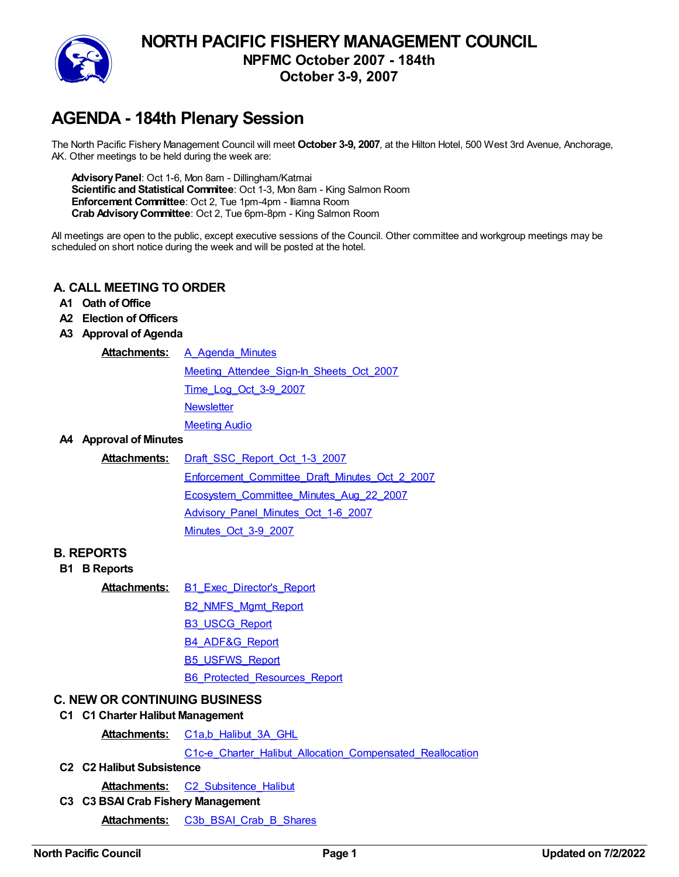# NORTH PACIFIC FISHERY MANAGEMENT COUNCIL

## NPFMC October 2007 - 184th

## October 3-9, 2007

# AGENDA - 184th Plenary Session

The North Pacific Fishery Management Council will meet **October 3-9, 2007**, at the Hilton Hotel, 500 West 3rd Avenue, Anchorage, AK. Other meetings to be held during the week are:

> **Advisory Panel**: Oct 1-6, Mon 8am - Dillingham/Katmai
> **Scientific and Statistical Commitee**: Oct 1-3, Mon 8am - King Salmon Room
> **Enforcement Committee**: Oct 2, Tue 1pm-4pm - Iliamna Room
> **Crab Advisory Committee**: Oct 2, Tue 6pm-8pm - King Salmon Room

All meetings are open to the public, except executive sessions of the Council. Other committee and workgroup meetings may be scheduled on short notice during the week and will be posted at the hotel.

## A. CALL MEETING TO ORDER

**A1 Oath of Office**

**A2 Election of Officers**

**A3 Approval of Agenda**

**Attachments:**
- A_Agenda_Minutes
- Meeting_Attendee_Sign-In_Sheets_Oct_2007
- Time_Log_Oct_3-9_2007
- Newsletter
- Meeting Audio

**A4 Approval of Minutes**

**Attachments:**
- Draft_SSC_Report_Oct_1-3_2007
- Enforcement_Committee_Draft_Minutes_Oct_2_2007
- Ecosystem_Committee_Minutes_Aug_22_2007
- Advisory_Panel_Minutes_Oct_1-6_2007
- Minutes_Oct_3-9_2007

## B. REPORTS

**B1 B Reports**

**Attachments:**
- B1_Exec_Director's_Report
- B2_NMFS_Mgmt_Report
- B3_USCG_Report
- B4_ADF&G_Report
- B5_USFWS_Report
- B6_Protected_Resources_Report

## C. NEW OR CONTINUING BUSINESS

**C1 C1 Charter Halibut Management**

**Attachments:**
- C1a,b_Halibut_3A_GHL
- C1c-e_Charter_Halibut_Allocation_Compensated_Reallocation

**C2 C2 Halibut Subsistence**

**Attachments:**
- C2_Subsitence_Halibut

**C3 C3 BSAI Crab Fishery Management**

**Attachments:**
- C3b_BSAI_Crab_B_Shares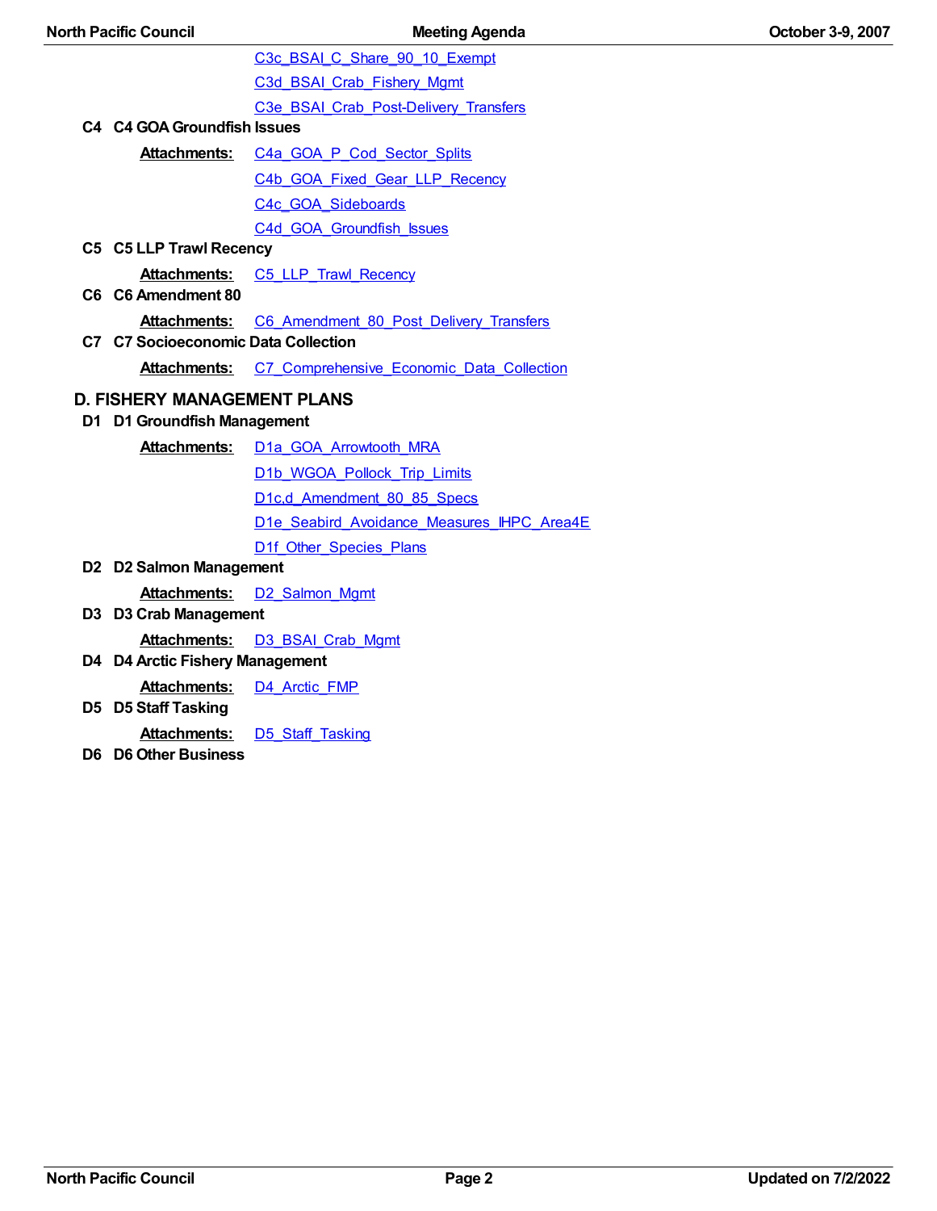C3c_BSAI_C_Share_90_10_Exempt

C3d_BSAI_Crab_Fishery_Mgmt

C3e_BSAI_Crab_Post-Delivery_Transfers

**C4 C4 GOA Groundfish Issues**

**Attachments:** C4a_GOA_P_Cod_Sector_Splits

C4b_GOA_Fixed_Gear_LLP_Recency

C4c_GOA_Sideboards

C4d_GOA_Groundfish_Issues

**C5 C5 LLP Trawl Recency**

**Attachments:** C5_LLP_Trawl_Recency

**C6 C6 Amendment 80**

**Attachments:** C6_Amendment_80_Post_Delivery_Transfers

**C7 C7 Socioeconomic Data Collection**

**Attachments:** C7_Comprehensive_Economic_Data_Collection

## D. FISHERY MANAGEMENT PLANS

**D1 D1 Groundfish Management**

**Attachments:** D1a_GOA_Arrowtooth_MRA

D1b_WGOA_Pollock_Trip_Limits

D1c,d_Amendment_80_85_Specs

D1e_Seabird_Avoidance_Measures_IHPC_Area4E

D1f_Other_Species_Plans

**D2 D2 Salmon Management**

**Attachments:** D2_Salmon_Mgmt

**D3 D3 Crab Management**

**Attachments:** D3_BSAI_Crab_Mgmt

**D4 D4 Arctic Fishery Management**

**Attachments:** D4_Arctic_FMP

**D5 D5 Staff Tasking**

**Attachments:** D5_Staff_Tasking

**D6 D6 Other Business**